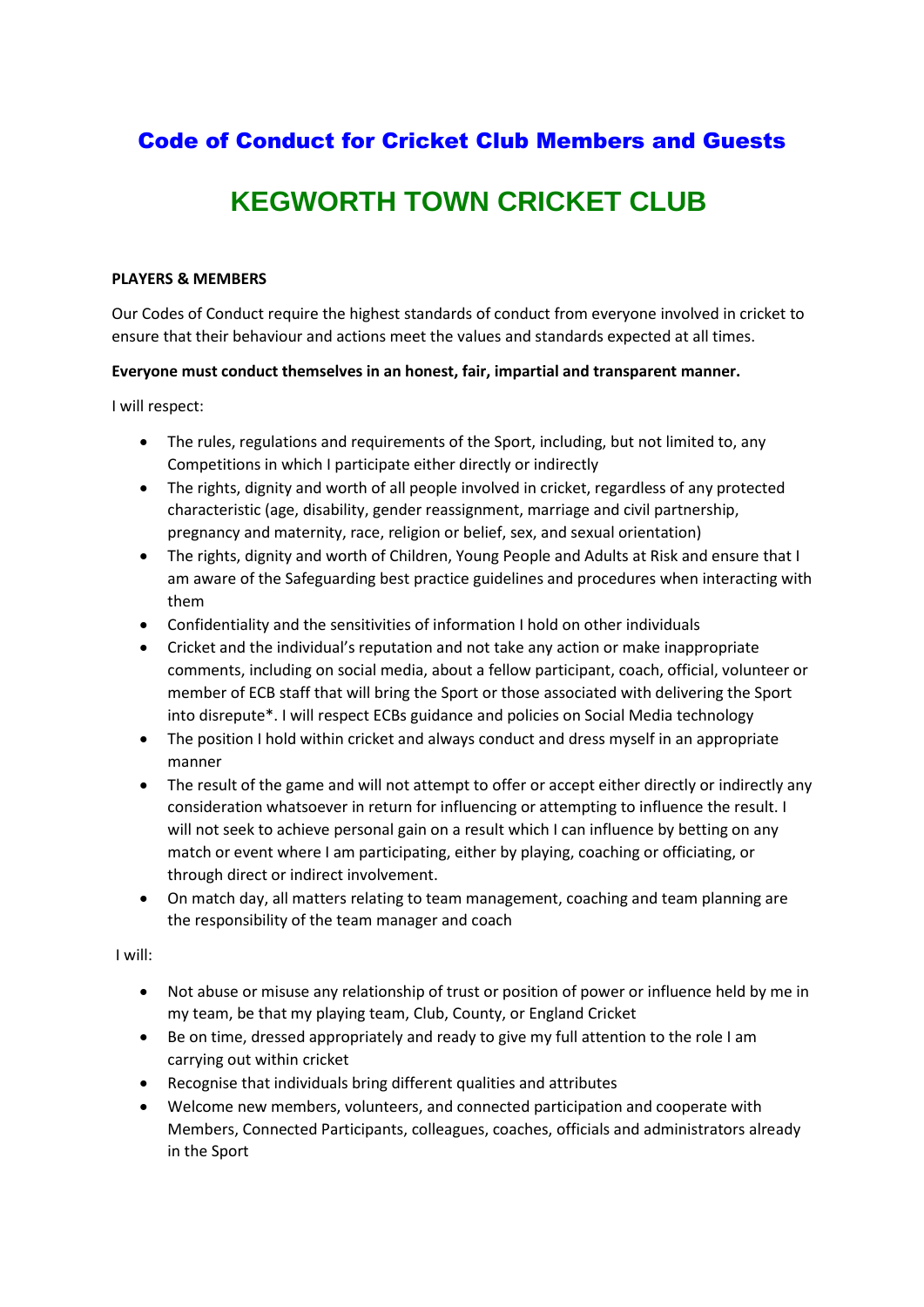# Code of Conduct for Cricket Club Members and Guests

# KEGWORTH TOWN CRICKET CLUB

**PLAYERS & MEMBERS**

Our Codes of Conduct require the highest standards of conduct from everyone involved in cricket to ensure that their behaviour and actions meet the values and standards expected at all times.

**Everyone must conduct themselves in an honest, fair, impartial and transparent manner.**

I will respect:

- The rules, regulations and requirements of the Sport, including, but not limited to, any Competitions in which I participate either directly or indirectly
- The rights, dignity and worth of all people involved in cricket, regardless of any protected characteristic (age, disability, gender reassignment, marriage and civil partnership, pregnancy and maternity, race, religion or belief, sex, and sexual orientation)
- The rights, dignity and worth of Children, Young People and Adults at Risk and ensure that I am aware of the Safeguarding best practice guidelines and procedures when interacting with them
- Confidentiality and the sensitivities of information I hold on other individuals
- Cricket and the individual's reputation and not take any action or make inappropriate comments, including on social media, about a fellow participant, coach, official, volunteer or member of ECB staff that will bring the Sport or those associated with delivering the Sport into disrepute*. I will respect ECBs guidance and policies on Social Media technology
- The position I hold within cricket and always conduct and dress myself in an appropriate manner
- The result of the game and will not attempt to offer or accept either directly or indirectly any consideration whatsoever in return for influencing or attempting to influence the result. I will not seek to achieve personal gain on a result which I can influence by betting on any match or event where I am participating, either by playing, coaching or officiating, or through direct or indirect involvement.
- On match day, all matters relating to team management, coaching and team planning are the responsibility of the team manager and coach

I will:

- Not abuse or misuse any relationship of trust or position of power or influence held by me in my team, be that my playing team, Club, County, or England Cricket
- Be on time, dressed appropriately and ready to give my full attention to the role I am carrying out within cricket
- Recognise that individuals bring different qualities and attributes
- Welcome new members, volunteers, and connected participation and cooperate with Members, Connected Participants, colleagues, coaches, officials and administrators already in the Sport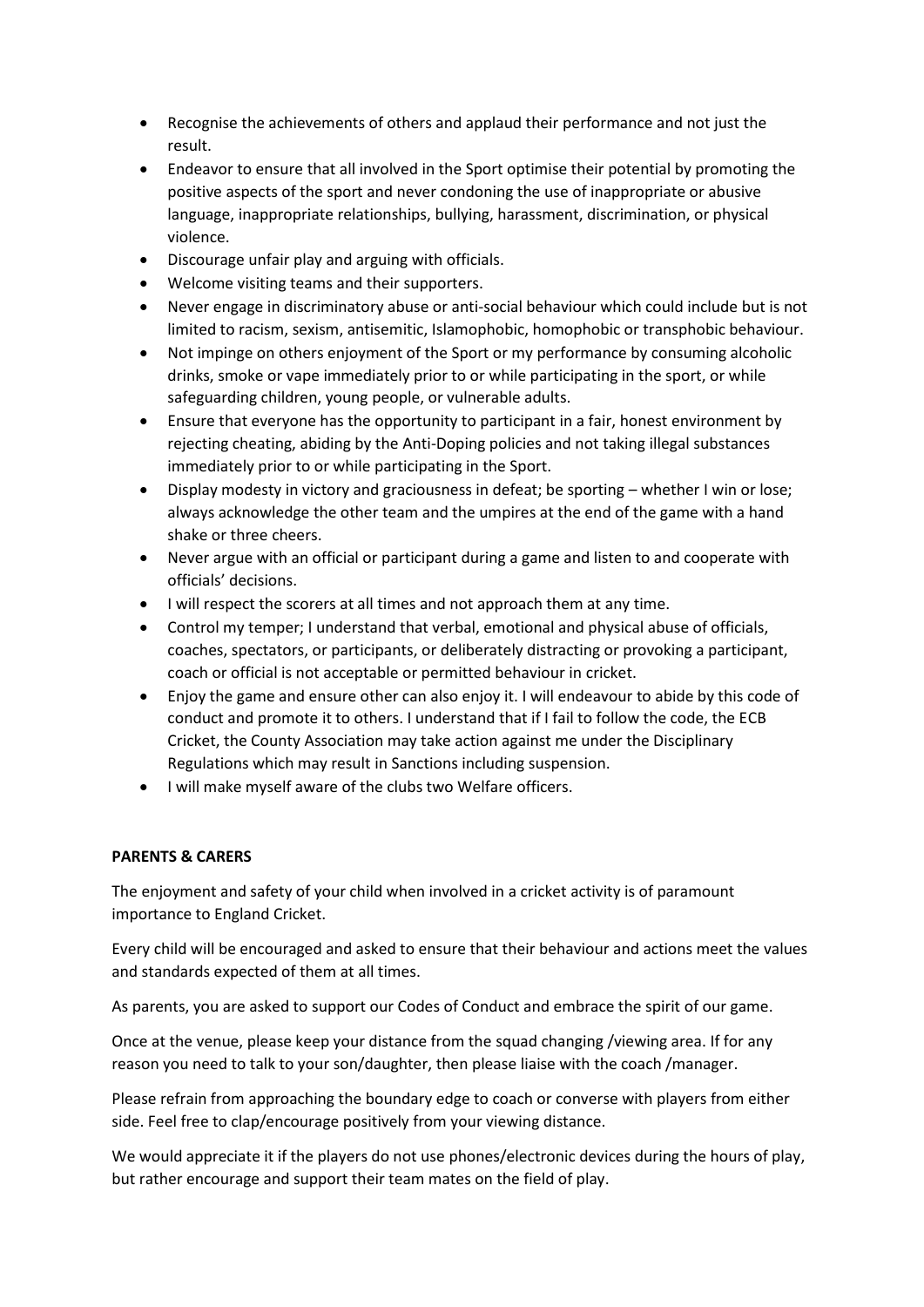- Recognise the achievements of others and applaud their performance and not just the result.
- Endeavor to ensure that all involved in the Sport optimise their potential by promoting the positive aspects of the sport and never condoning the use of inappropriate or abusive language, inappropriate relationships, bullying, harassment, discrimination, or physical violence.
- Discourage unfair play and arguing with officials.
- Welcome visiting teams and their supporters.
- Never engage in discriminatory abuse or anti-social behaviour which could include but is not limited to racism, sexism, antisemitic, Islamophobic, homophobic or transphobic behaviour.
- Not impinge on others enjoyment of the Sport or my performance by consuming alcoholic drinks, smoke or vape immediately prior to or while participating in the sport, or while safeguarding children, young people, or vulnerable adults.
- Ensure that everyone has the opportunity to participant in a fair, honest environment by rejecting cheating, abiding by the Anti-Doping policies and not taking illegal substances immediately prior to or while participating in the Sport.
- Display modesty in victory and graciousness in defeat; be sporting – whether I win or lose; always acknowledge the other team and the umpires at the end of the game with a hand shake or three cheers.
- Never argue with an official or participant during a game and listen to and cooperate with officials' decisions.
- I will respect the scorers at all times and not approach them at any time.
- Control my temper; I understand that verbal, emotional and physical abuse of officials, coaches, spectators, or participants, or deliberately distracting or provoking a participant, coach or official is not acceptable or permitted behaviour in cricket.
- Enjoy the game and ensure other can also enjoy it. I will endeavour to abide by this code of conduct and promote it to others. I understand that if I fail to follow the code, the ECB Cricket, the County Association may take action against me under the Disciplinary Regulations which may result in Sanctions including suspension.
- I will make myself aware of the clubs two Welfare officers.

**PARENTS & CARERS**

The enjoyment and safety of your child when involved in a cricket activity is of paramount importance to England Cricket.

Every child will be encouraged and asked to ensure that their behaviour and actions meet the values and standards expected of them at all times.

As parents, you are asked to support our Codes of Conduct and embrace the spirit of our game.

Once at the venue, please keep your distance from the squad changing /viewing area. If for any reason you need to talk to your son/daughter, then please liaise with the coach /manager.

Please refrain from approaching the boundary edge to coach or converse with players from either side. Feel free to clap/encourage positively from your viewing distance.

We would appreciate it if the players do not use phones/electronic devices during the hours of play, but rather encourage and support their team mates on the field of play.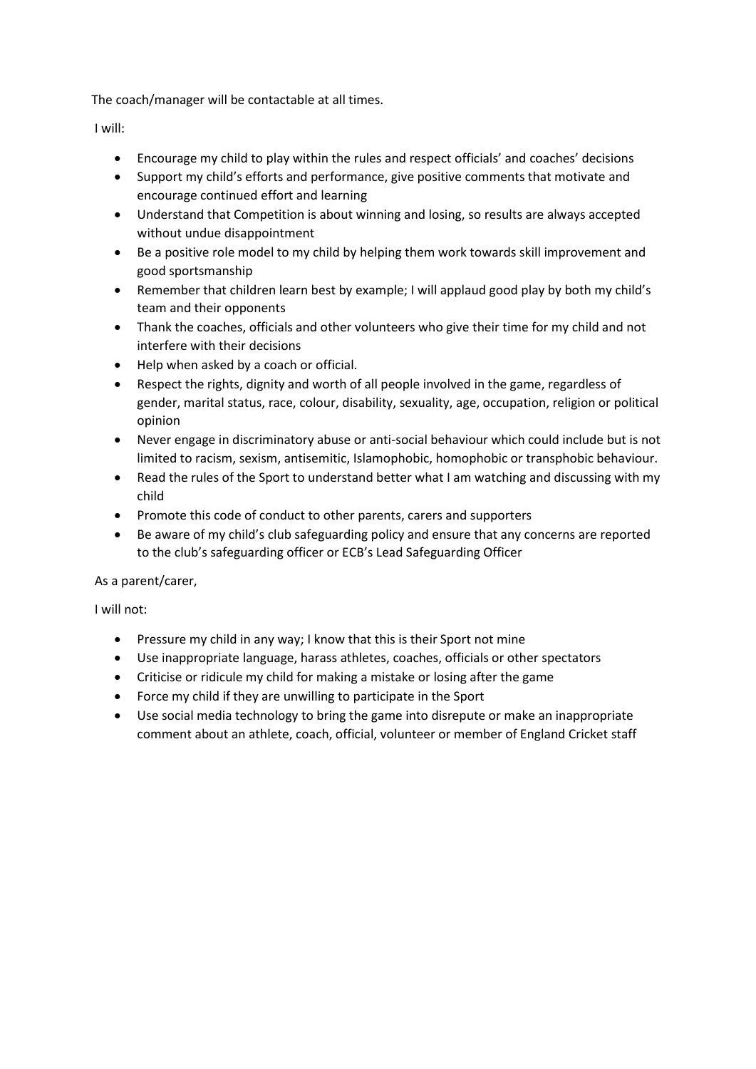The coach/manager will be contactable at all times.

I will:

- Encourage my child to play within the rules and respect officials' and coaches' decisions
- Support my child's efforts and performance, give positive comments that motivate and encourage continued effort and learning
- Understand that Competition is about winning and losing, so results are always accepted without undue disappointment
- Be a positive role model to my child by helping them work towards skill improvement and good sportsmanship
- Remember that children learn best by example; I will applaud good play by both my child's team and their opponents
- Thank the coaches, officials and other volunteers who give their time for my child and not interfere with their decisions
- Help when asked by a coach or official.
- Respect the rights, dignity and worth of all people involved in the game, regardless of gender, marital status, race, colour, disability, sexuality, age, occupation, religion or political opinion
- Never engage in discriminatory abuse or anti-social behaviour which could include but is not limited to racism, sexism, antisemitic, Islamophobic, homophobic or transphobic behaviour.
- Read the rules of the Sport to understand better what I am watching and discussing with my child
- Promote this code of conduct to other parents, carers and supporters
- Be aware of my child's club safeguarding policy and ensure that any concerns are reported to the club's safeguarding officer or ECB's Lead Safeguarding Officer

As a parent/carer,

I will not:

- Pressure my child in any way; I know that this is their Sport not mine
- Use inappropriate language, harass athletes, coaches, officials or other spectators
- Criticise or ridicule my child for making a mistake or losing after the game
- Force my child if they are unwilling to participate in the Sport
- Use social media technology to bring the game into disrepute or make an inappropriate comment about an athlete, coach, official, volunteer or member of England Cricket staff